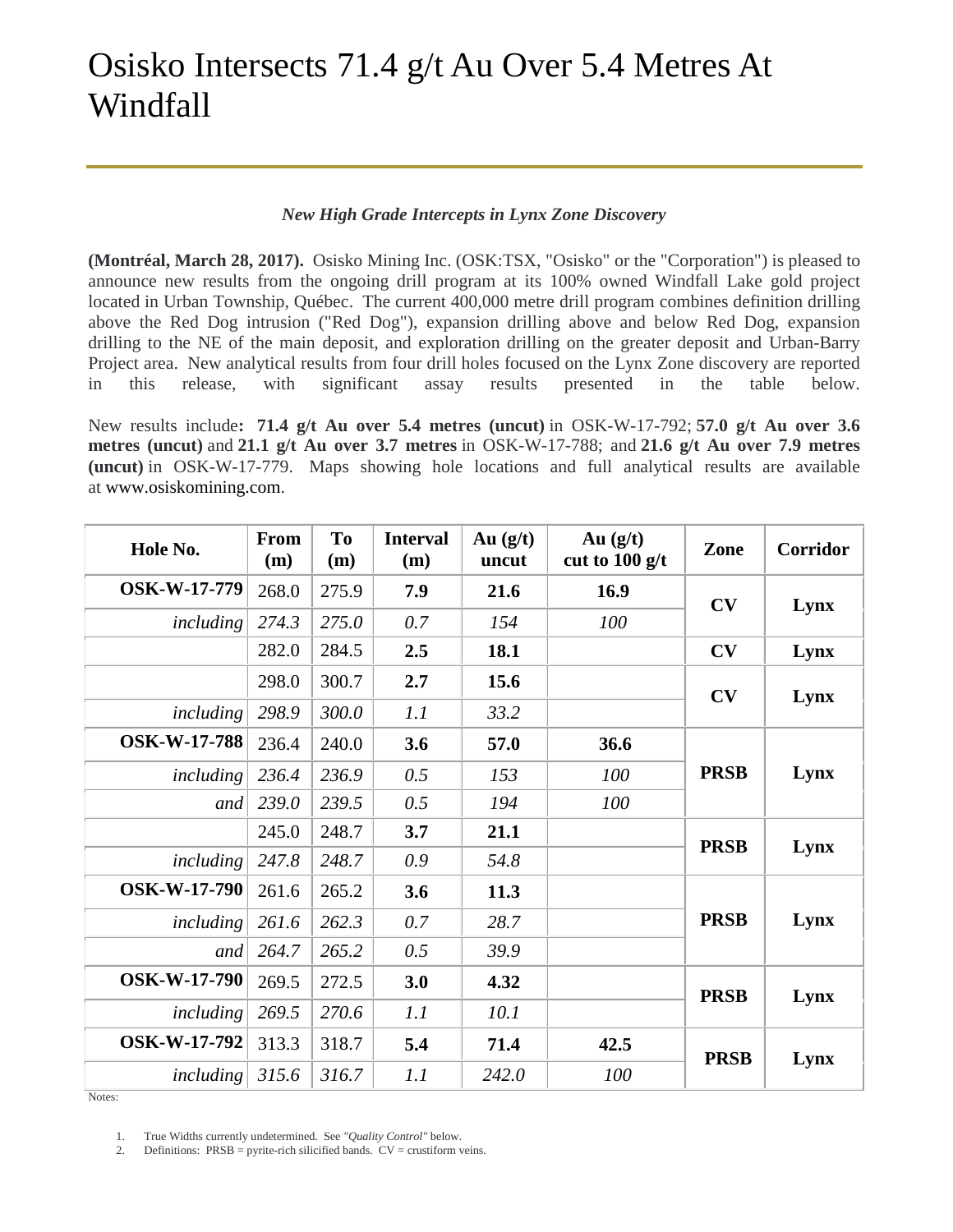# Osisko Intersects 71.4 g/t Au Over 5.4 Metres At Windfall

***New High Grade Intercepts in Lynx Zone Discovery***

**(Montréal, March 28, 2017).** Osisko Mining Inc. (OSK:TSX, "Osisko" or the "Corporation") is pleased to announce new results from the ongoing drill program at its 100% owned Windfall Lake gold project located in Urban Township, Québec. The current 400,000 metre drill program combines definition drilling above the Red Dog intrusion ("Red Dog"), expansion drilling above and below Red Dog, expansion drilling to the NE of the main deposit, and exploration drilling on the greater deposit and Urban-Barry Project area. New analytical results from four drill holes focused on the Lynx Zone discovery are reported in this release, with significant assay results presented in the table below.

New results include**: 71.4 g/t Au over 5.4 metres (uncut)** in OSK-W-17-792; **57.0 g/t Au over 3.6 metres (uncut)** and **21.1 g/t Au over 3.7 metres** in OSK-W-17-788; and **21.6 g/t Au over 7.9 metres (uncut)** in OSK-W-17-779. Maps showing hole locations and full analytical results are available at www.osiskomining.com.

| Hole No. | From (m) | To (m) | Interval (m) | Au (g/t) uncut | Au (g/t) cut to 100 g/t | Zone | Corridor |
|---|---|---|---|---|---|---|---|
| **OSK-W-17-779** | 268.0 | 275.9 | **7.9** | **21.6** | **16.9** | **CV** | **Lynx** |
| *including* | *274.3* | *275.0* | *0.7* | *154* | *100* | | |
| | 282.0 | 284.5 | **2.5** | **18.1** | | **CV** | **Lynx** |
| | 298.0 | 300.7 | **2.7** | **15.6** | | **CV** | **Lynx** |
| *including* | *298.9* | *300.0* | *1.1* | *33.2* | | | |
| **OSK-W-17-788** | 236.4 | 240.0 | **3.6** | **57.0** | **36.6** | **PRSB** | **Lynx** |
| *including* | *236.4* | *236.9* | *0.5* | *153* | *100* | | |
| *and* | *239.0* | *239.5* | *0.5* | *194* | *100* | | |
| | 245.0 | 248.7 | **3.7** | **21.1** | | **PRSB** | **Lynx** |
| *including* | *247.8* | *248.7* | *0.9* | *54.8* | | | |
| **OSK-W-17-790** | 261.6 | 265.2 | **3.6** | **11.3** | | **PRSB** | **Lynx** |
| *including* | *261.6* | *262.3* | *0.7* | *28.7* | | | |
| *and* | *264.7* | *265.2* | *0.5* | *39.9* | | | |
| **OSK-W-17-790** | 269.5 | 272.5 | **3.0** | **4.32** | | **PRSB** | **Lynx** |
| *including* | *269.5* | *270.6* | *1.1* | *10.1* | | | |
| **OSK-W-17-792** | 313.3 | 318.7 | **5.4** | **71.4** | **42.5** | **PRSB** | **Lynx** |
| *including* | *315.6* | *316.7* | *1.1* | *242.0* | *100* | | |

Notes:

1. True Widths currently undetermined. See *"Quality Control"* below.
2. Definitions: PRSB = pyrite-rich silicified bands. CV = crustiform veins.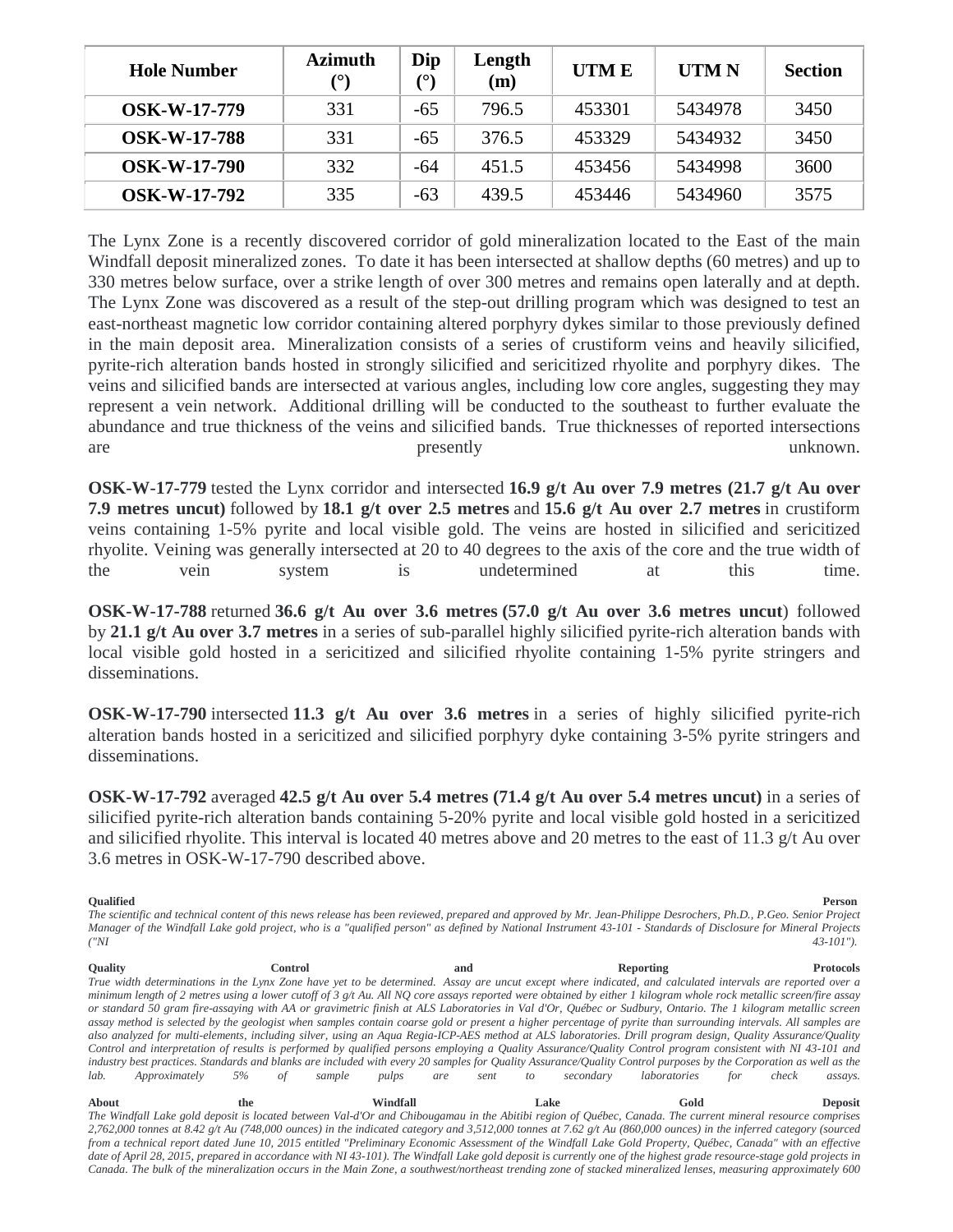| Hole Number | Azimuth (°) | Dip (°) | Length (m) | UTM E | UTM N | Section |
|---|---|---|---|---|---|---|
| **OSK-W-17-779** | 331 | -65 | 796.5 | 453301 | 5434978 | 3450 |
| **OSK-W-17-788** | 331 | -65 | 376.5 | 453329 | 5434932 | 3450 |
| **OSK-W-17-790** | 332 | -64 | 451.5 | 453456 | 5434998 | 3600 |
| **OSK-W-17-792** | 335 | -63 | 439.5 | 453446 | 5434960 | 3575 |

The Lynx Zone is a recently discovered corridor of gold mineralization located to the East of the main Windfall deposit mineralized zones. To date it has been intersected at shallow depths (60 metres) and up to 330 metres below surface, over a strike length of over 300 metres and remains open laterally and at depth. The Lynx Zone was discovered as a result of the step-out drilling program which was designed to test an east-northeast magnetic low corridor containing altered porphyry dykes similar to those previously defined in the main deposit area. Mineralization consists of a series of crustiform veins and heavily silicified, pyrite-rich alteration bands hosted in strongly silicified and sericitized rhyolite and porphyry dikes. The veins and silicified bands are intersected at various angles, including low core angles, suggesting they may represent a vein network. Additional drilling will be conducted to the southeast to further evaluate the abundance and true thickness of the veins and silicified bands. True thicknesses of reported intersections are presently unknown.

**OSK-W-17-779** tested the Lynx corridor and intersected **16.9 g/t Au over 7.9 metres (21.7 g/t Au over 7.9 metres uncut)** followed by **18.1 g/t over 2.5 metres** and **15.6 g/t Au over 2.7 metres** in crustiform veins containing 1-5% pyrite and local visible gold. The veins are hosted in silicified and sericitized rhyolite. Veining was generally intersected at 20 to 40 degrees to the axis of the core and the true width of the vein system is undetermined at this time.

**OSK-W-17-788** returned **36.6 g/t Au over 3.6 metres (57.0 g/t Au over 3.6 metres uncut**) followed by **21.1 g/t Au over 3.7 metres** in a series of sub-parallel highly silicified pyrite-rich alteration bands with local visible gold hosted in a sericitized and silicified rhyolite containing 1-5% pyrite stringers and disseminations.

**OSK-W-17-790** intersected **11.3 g/t Au over 3.6 metres** in a series of highly silicified pyrite-rich alteration bands hosted in a sericitized and silicified porphyry dyke containing 3-5% pyrite stringers and disseminations.

**OSK-W-17-792** averaged **42.5 g/t Au over 5.4 metres (71.4 g/t Au over 5.4 metres uncut)** in a series of silicified pyrite-rich alteration bands containing 5-20% pyrite and local visible gold hosted in a sericitized and silicified rhyolite. This interval is located 40 metres above and 20 metres to the east of 11.3 g/t Au over 3.6 metres in OSK-W-17-790 described above.

**Qualified Person**

*The scientific and technical content of this news release has been reviewed, prepared and approved by Mr. Jean-Philippe Desrochers, Ph.D., P.Geo. Senior Project Manager of the Windfall Lake gold project, who is a "qualified person" as defined by National Instrument 43-101 - Standards of Disclosure for Mineral Projects ("NI 43-101").*

**Quality Control and Reporting Protocols**

*True width determinations in the Lynx Zone have yet to be determined. Assay are uncut except where indicated, and calculated intervals are reported over a minimum length of 2 metres using a lower cutoff of 3 g/t Au. All NQ core assays reported were obtained by either 1 kilogram whole rock metallic screen/fire assay or standard 50 gram fire-assaying with AA or gravimetric finish at ALS Laboratories in Val d'Or, Québec or Sudbury, Ontario. The 1 kilogram metallic screen assay method is selected by the geologist when samples contain coarse gold or present a higher percentage of pyrite than surrounding intervals. All samples are also analyzed for multi-elements, including silver, using an Aqua Regia-ICP-AES method at ALS laboratories. Drill program design, Quality Assurance/Quality Control and interpretation of results is performed by qualified persons employing a Quality Assurance/Quality Control program consistent with NI 43-101 and industry best practices. Standards and blanks are included with every 20 samples for Quality Assurance/Quality Control purposes by the Corporation as well as the lab. Approximately 5% of sample pulps are sent to secondary laboratories for check assays.*

**About the Windfall Lake Gold Deposit**

*The Windfall Lake gold deposit is located between Val-d'Or and Chibougamau in the Abitibi region of Québec, Canada. The current mineral resource comprises 2,762,000 tonnes at 8.42 g/t Au (748,000 ounces) in the indicated category and 3,512,000 tonnes at 7.62 g/t Au (860,000 ounces) in the inferred category (sourced from a technical report dated June 10, 2015 entitled "Preliminary Economic Assessment of the Windfall Lake Gold Property, Québec, Canada" with an effective date of April 28, 2015, prepared in accordance with NI 43-101). The Windfall Lake gold deposit is currently one of the highest grade resource-stage gold projects in Canada. The bulk of the mineralization occurs in the Main Zone, a southwest/northeast trending zone of stacked mineralized lenses, measuring approximately 600*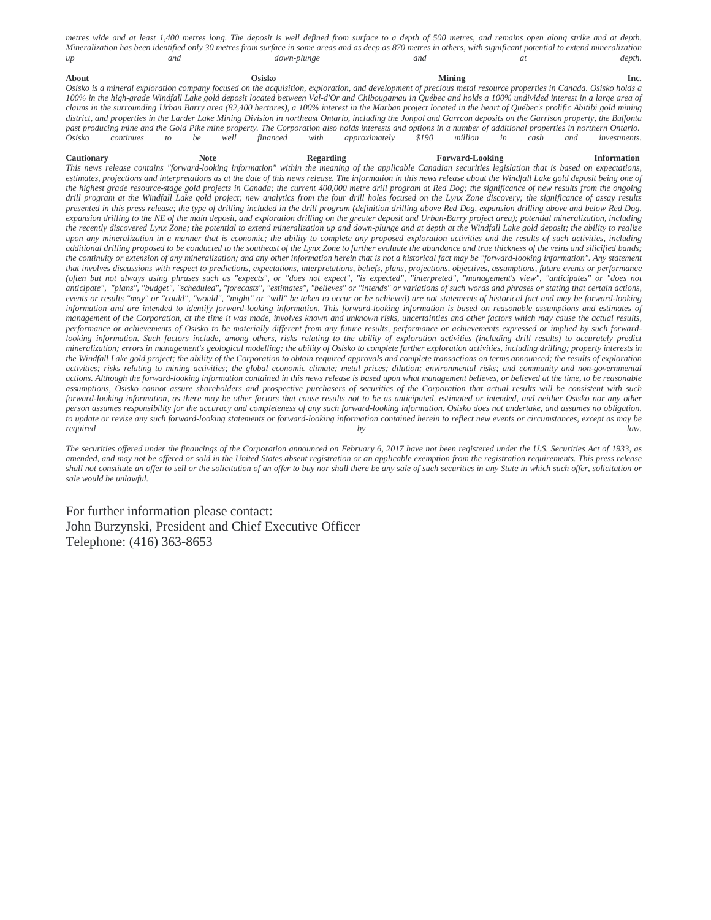*metres wide and at least 1,400 metres long. The deposit is well defined from surface to a depth of 500 metres, and remains open along strike and at depth. Mineralization has been identified only 30 metres from surface in some areas and as deep as 870 metres in others, with significant potential to extend mineralization up and down-plunge and at depth.*

**About Osisko Mining Inc.**

*Osisko is a mineral exploration company focused on the acquisition, exploration, and development of precious metal resource properties in Canada. Osisko holds a 100% in the high-grade Windfall Lake gold deposit located between Val-d'Or and Chibougamau in Québec and holds a 100% undivided interest in a large area of claims in the surrounding Urban Barry area (82,400 hectares), a 100% interest in the Marban project located in the heart of Québec's prolific Abitibi gold mining district, and properties in the Larder Lake Mining Division in northeast Ontario, including the Jonpol and Garrcon deposits on the Garrison property, the Buffonta past producing mine and the Gold Pike mine property. The Corporation also holds interests and options in a number of additional properties in northern Ontario. Osisko continues to be well financed with approximately $190 million in cash and investments.*

**Cautionary Note Regarding Forward-Looking Information**

*This news release contains "forward-looking information" within the meaning of the applicable Canadian securities legislation that is based on expectations, estimates, projections and interpretations as at the date of this news release. The information in this news release about the Windfall Lake gold deposit being one of the highest grade resource-stage gold projects in Canada; the current 400,000 metre drill program at Red Dog; the significance of new results from the ongoing drill program at the Windfall Lake gold project; new analytics from the four drill holes focused on the Lynx Zone discovery; the significance of assay results presented in this press release; the type of drilling included in the drill program (definition drilling above Red Dog, expansion drilling above and below Red Dog, expansion drilling to the NE of the main deposit, and exploration drilling on the greater deposit and Urban-Barry project area); potential mineralization, including the recently discovered Lynx Zone; the potential to extend mineralization up and down-plunge and at depth at the Windfall Lake gold deposit; the ability to realize upon any mineralization in a manner that is economic; the ability to complete any proposed exploration activities and the results of such activities, including additional drilling proposed to be conducted to the southeast of the Lynx Zone to further evaluate the abundance and true thickness of the veins and silicified bands; the continuity or extension of any mineralization; and any other information herein that is not a historical fact may be "forward-looking information". Any statement that involves discussions with respect to predictions, expectations, interpretations, beliefs, plans, projections, objectives, assumptions, future events or performance (often but not always using phrases such as "expects", or "does not expect", "is expected", "interpreted", "management's view", "anticipates" or "does not anticipate", "plans", "budget", "scheduled", "forecasts", "estimates", "believes" or "intends" or variations of such words and phrases or stating that certain actions, events or results "may" or "could", "would", "might" or "will" be taken to occur or be achieved) are not statements of historical fact and may be forward-looking information and are intended to identify forward-looking information. This forward-looking information is based on reasonable assumptions and estimates of management of the Corporation, at the time it was made, involves known and unknown risks, uncertainties and other factors which may cause the actual results, performance or achievements of Osisko to be materially different from any future results, performance or achievements expressed or implied by such forward-looking information. Such factors include, among others, risks relating to the ability of exploration activities (including drill results) to accurately predict mineralization; errors in management's geological modelling; the ability of Osisko to complete further exploration activities, including drilling; property interests in the Windfall Lake gold project; the ability of the Corporation to obtain required approvals and complete transactions on terms announced; the results of exploration activities; risks relating to mining activities; the global economic climate; metal prices; dilution; environmental risks; and community and non-governmental actions. Although the forward-looking information contained in this news release is based upon what management believes, or believed at the time, to be reasonable assumptions, Osisko cannot assure shareholders and prospective purchasers of securities of the Corporation that actual results will be consistent with such forward-looking information, as there may be other factors that cause results not to be as anticipated, estimated or intended, and neither Osisko nor any other person assumes responsibility for the accuracy and completeness of any such forward-looking information. Osisko does not undertake, and assumes no obligation, to update or revise any such forward-looking statements or forward-looking information contained herein to reflect new events or circumstances, except as may be required by law.*

*The securities offered under the financings of the Corporation announced on February 6, 2017 have not been registered under the U.S. Securities Act of 1933, as amended, and may not be offered or sold in the United States absent registration or an applicable exemption from the registration requirements. This press release shall not constitute an offer to sell or the solicitation of an offer to buy nor shall there be any sale of such securities in any State in which such offer, solicitation or sale would be unlawful.*

For further information please contact:
John Burzynski, President and Chief Executive Officer
Telephone: (416) 363-8653